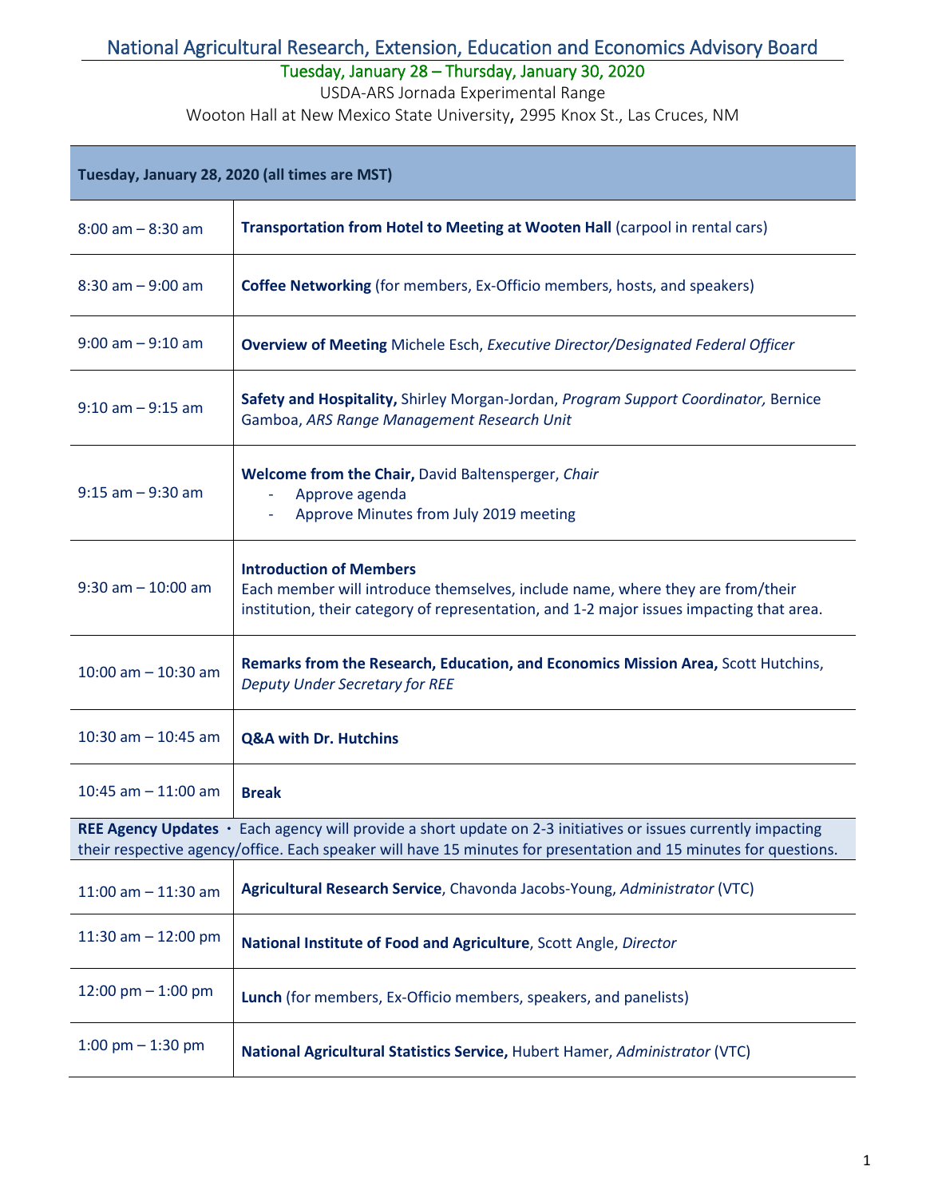# National Agricultural Research, Extension, Education and Economics Advisory Board

Tuesday, January 28 – Thursday, January 30, 2020

USDA-ARS Jornada Experimental Range

Wooton Hall at New Mexico State University, 2995 Knox St., Las Cruces, NM

| **Tuesday, January 28, 2020 (all times are MST)** | |
|---|---|
| 8:00 am – 8:30 am | **Transportation from Hotel to Meeting at Wooten Hall** (carpool in rental cars) |
| 8:30 am – 9:00 am | **Coffee Networking** (for members, Ex-Officio members, hosts, and speakers) |
| 9:00 am – 9:10 am | **Overview of Meeting** Michele Esch, *Executive Director/Designated Federal Officer* |
| 9:10 am – 9:15 am | **Safety and Hospitality,** Shirley Morgan-Jordan, *Program Support Coordinator,* Bernice Gamboa, *ARS Range Management Research Unit* |
| 9:15 am – 9:30 am | **Welcome from the Chair,** David Baltensperger, *Chair*<br>- Approve agenda<br>- Approve Minutes from July 2019 meeting |
| 9:30 am – 10:00 am | **Introduction of Members**<br>Each member will introduce themselves, include name, where they are from/their institution, their category of representation, and 1-2 major issues impacting that area. |
| 10:00 am – 10:30 am | **Remarks from the Research, Education, and Economics Mission Area,** Scott Hutchins, *Deputy Under Secretary for REE* |
| 10:30 am – 10:45 am | **Q&A with Dr. Hutchins** |
| 10:45 am – 11:00 am | **Break** |
| **REE Agency Updates** · Each agency will provide a short update on 2-3 initiatives or issues currently impacting their respective agency/office. Each speaker will have 15 minutes for presentation and 15 minutes for questions. | |
| 11:00 am – 11:30 am | **Agricultural Research Service**, Chavonda Jacobs-Young, *Administrator* (VTC) |
| 11:30 am – 12:00 pm | **National Institute of Food and Agriculture**, Scott Angle, *Director* |
| 12:00 pm – 1:00 pm | **Lunch** (for members, Ex-Officio members, speakers, and panelists) |
| 1:00 pm – 1:30 pm | **National Agricultural Statistics Service,** Hubert Hamer, *Administrator* (VTC) |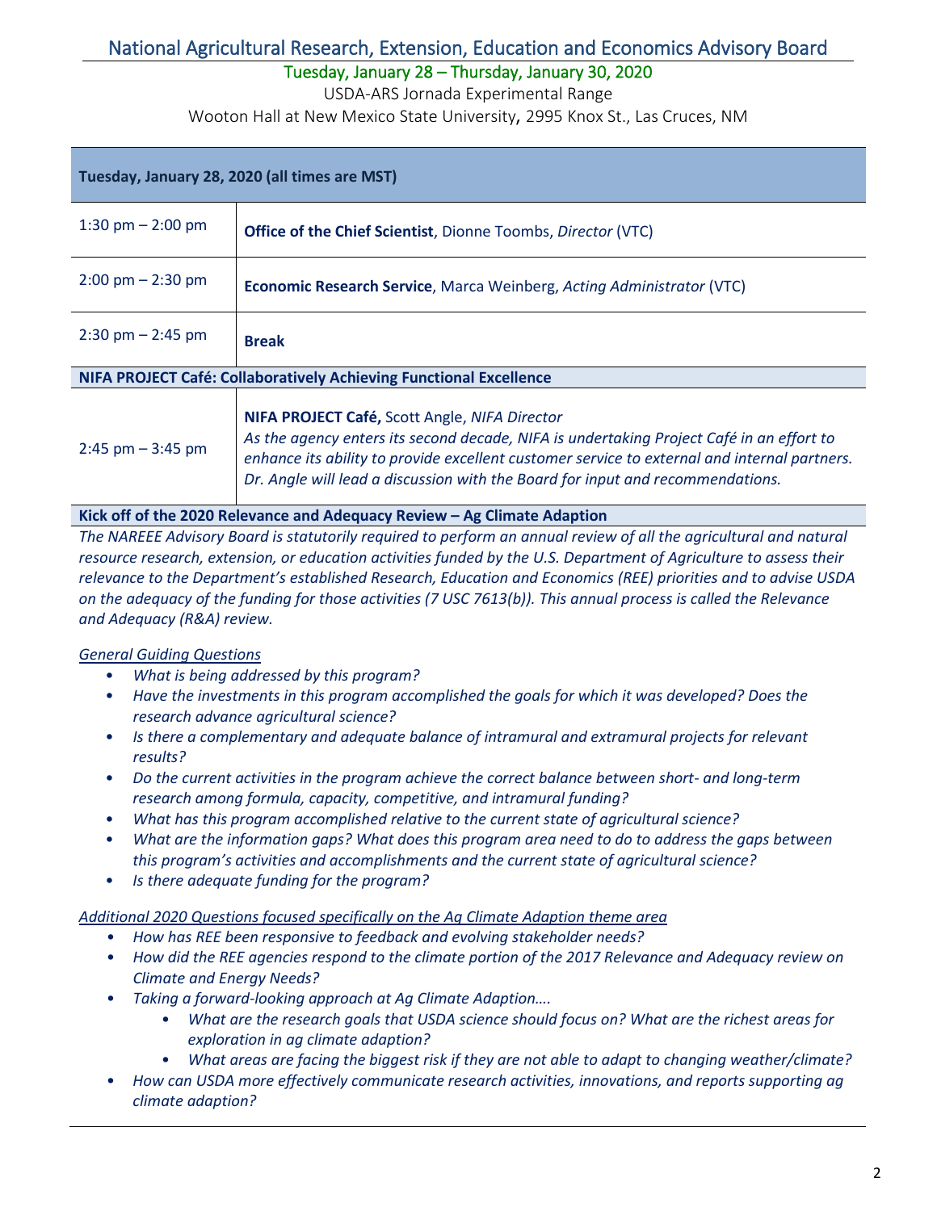# National Agricultural Research, Extension, Education and Economics Advisory Board

Tuesday, January 28 – Thursday, January 30, 2020

USDA-ARS Jornada Experimental Range

Wooton Hall at New Mexico State University, 2995 Knox St., Las Cruces, NM

| Tuesday, January 28, 2020 (all times are MST) | |
|---|---|
| 1:30 pm – 2:00 pm | **Office of the Chief Scientist**, Dionne Toombs, *Director* (VTC) |
| 2:00 pm – 2:30 pm | **Economic Research Service**, Marca Weinberg, *Acting Administrator* (VTC) |
| 2:30 pm – 2:45 pm | **Break** |
| **NIFA PROJECT Café: Collaboratively Achieving Functional Excellence** | |
| 2:45 pm – 3:45 pm | **NIFA PROJECT Café,** Scott Angle, *NIFA Director*<br>*As the agency enters its second decade, NIFA is undertaking Project Café in an effort to enhance its ability to provide excellent customer service to external and internal partners. Dr. Angle will lead a discussion with the Board for input and recommendations.* |

**Kick off of the 2020 Relevance and Adequacy Review – Ag Climate Adaption**

*The NAREEE Advisory Board is statutorily required to perform an annual review of all the agricultural and natural resource research, extension, or education activities funded by the U.S. Department of Agriculture to assess their relevance to the Department's established Research, Education and Economics (REE) priorities and to advise USDA on the adequacy of the funding for those activities (7 USC 7613(b)). This annual process is called the Relevance and Adequacy (R&A) review.*

*General Guiding Questions*

- *What is being addressed by this program?*
- *Have the investments in this program accomplished the goals for which it was developed? Does the research advance agricultural science?*
- *Is there a complementary and adequate balance of intramural and extramural projects for relevant results?*
- *Do the current activities in the program achieve the correct balance between short- and long-term research among formula, capacity, competitive, and intramural funding?*
- *What has this program accomplished relative to the current state of agricultural science?*
- *What are the information gaps? What does this program area need to do to address the gaps between this program's activities and accomplishments and the current state of agricultural science?*
- *Is there adequate funding for the program?*

*Additional 2020 Questions focused specifically on the Ag Climate Adaption theme area*

- *How has REE been responsive to feedback and evolving stakeholder needs?*
- *How did the REE agencies respond to the climate portion of the 2017 Relevance and Adequacy review on Climate and Energy Needs?*
- *Taking a forward-looking approach at Ag Climate Adaption….*
  - *What are the research goals that USDA science should focus on? What are the richest areas for exploration in ag climate adaption?*
  - *What areas are facing the biggest risk if they are not able to adapt to changing weather/climate?*
- *How can USDA more effectively communicate research activities, innovations, and reports supporting ag climate adaption?*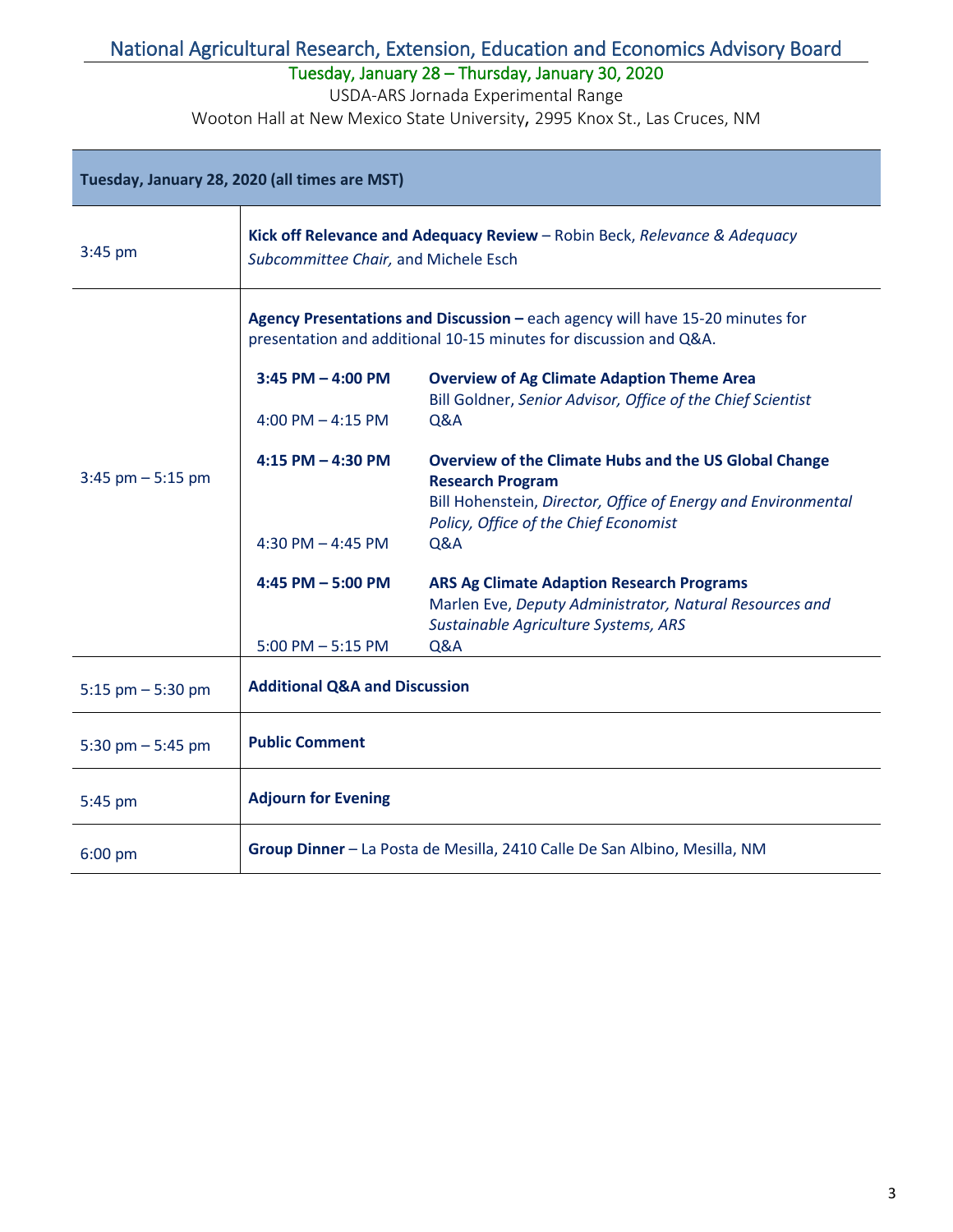# National Agricultural Research, Extension, Education and Economics Advisory Board

Tuesday, January 28 – Thursday, January 30, 2020

USDA-ARS Jornada Experimental Range

Wooton Hall at New Mexico State University, 2995 Knox St., Las Cruces, NM

| **Tuesday, January 28, 2020 (all times are MST)** | |
|---|---|
| 3:45 pm | **Kick off Relevance and Adequacy Review** – Robin Beck, *Relevance & Adequacy Subcommittee Chair,* and Michele Esch |
| 3:45 pm – 5:15 pm | **Agency Presentations and Discussion –** each agency will have 15-20 minutes for presentation and additional 10-15 minutes for discussion and Q&A.<br><br>**3:45 PM – 4:00 PM** — **Overview of Ag Climate Adaption Theme Area**<br>Bill Goldner, *Senior Advisor, Office of the Chief Scientist*<br>4:00 PM – 4:15 PM — Q&A<br><br>**4:15 PM – 4:30 PM** — **Overview of the Climate Hubs and the US Global Change Research Program**<br>Bill Hohenstein, *Director, Office of Energy and Environmental Policy, Office of the Chief Economist*<br>4:30 PM – 4:45 PM — Q&A<br><br>**4:45 PM – 5:00 PM** — **ARS Ag Climate Adaption Research Programs**<br>Marlen Eve, *Deputy Administrator, Natural Resources and Sustainable Agriculture Systems, ARS*<br>5:00 PM – 5:15 PM — Q&A |
| 5:15 pm – 5:30 pm | **Additional Q&A and Discussion** |
| 5:30 pm – 5:45 pm | **Public Comment** |
| 5:45 pm | **Adjourn for Evening** |
| 6:00 pm | **Group Dinner** – La Posta de Mesilla, 2410 Calle De San Albino, Mesilla, NM |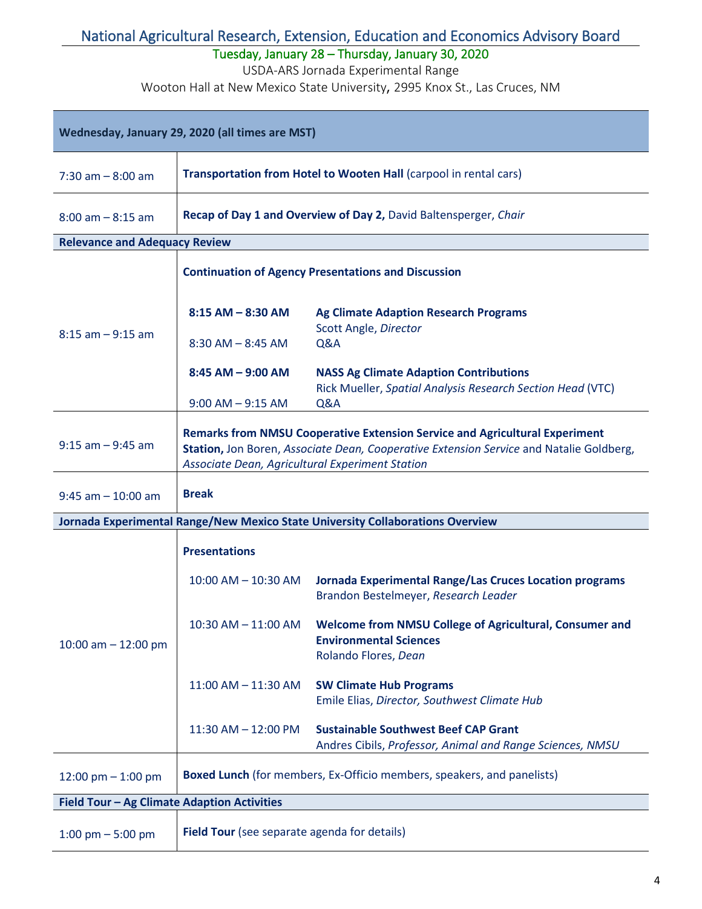# National Agricultural Research, Extension, Education and Economics Advisory Board

Tuesday, January 28 – Thursday, January 30, 2020

USDA-ARS Jornada Experimental Range

Wooton Hall at New Mexico State University, 2995 Knox St., Las Cruces, NM

| **Wednesday, January 29, 2020 (all times are MST)** | |
|---|---|
| 7:30 am – 8:00 am | **Transportation from Hotel to Wooten Hall** (carpool in rental cars) |
| 8:00 am – 8:15 am | **Recap of Day 1 and Overview of Day 2,** David Baltensperger, *Chair* |
| **Relevance and Adequacy Review** | |
| 8:15 am – 9:15 am | **Continuation of Agency Presentations and Discussion**<br><br>**8:15 AM – 8:30 AM** — **Ag Climate Adaption Research Programs** Scott Angle, *Director*<br>8:30 AM – 8:45 AM — Q&A<br><br>**8:45 AM – 9:00 AM** — **NASS Ag Climate Adaption Contributions** Rick Mueller, *Spatial Analysis Research Section Head* (VTC)<br>9:00 AM – 9:15 AM — Q&A |
| 9:15 am – 9:45 am | **Remarks from NMSU Cooperative Extension Service and Agricultural Experiment Station,** Jon Boren, *Associate Dean, Cooperative Extension Service* and Natalie Goldberg, *Associate Dean, Agricultural Experiment Station* |
| 9:45 am – 10:00 am | **Break** |
| **Jornada Experimental Range/New Mexico State University Collaborations Overview** | |
| 10:00 am – 12:00 pm | **Presentations**<br><br>10:00 AM – 10:30 AM — **Jornada Experimental Range/Las Cruces Location programs** Brandon Bestelmeyer, *Research Leader*<br><br>10:30 AM – 11:00 AM — **Welcome from NMSU College of Agricultural, Consumer and Environmental Sciences** Rolando Flores, *Dean*<br><br>11:00 AM – 11:30 AM — **SW Climate Hub Programs** Emile Elias, *Director, Southwest Climate Hub*<br><br>11:30 AM – 12:00 PM — **Sustainable Southwest Beef CAP Grant** Andres Cibils, *Professor, Animal and Range Sciences, NMSU* |
| 12:00 pm – 1:00 pm | **Boxed Lunch** (for members, Ex-Officio members, speakers, and panelists) |
| **Field Tour – Ag Climate Adaption Activities** | |
| 1:00 pm – 5:00 pm | **Field Tour** (see separate agenda for details) |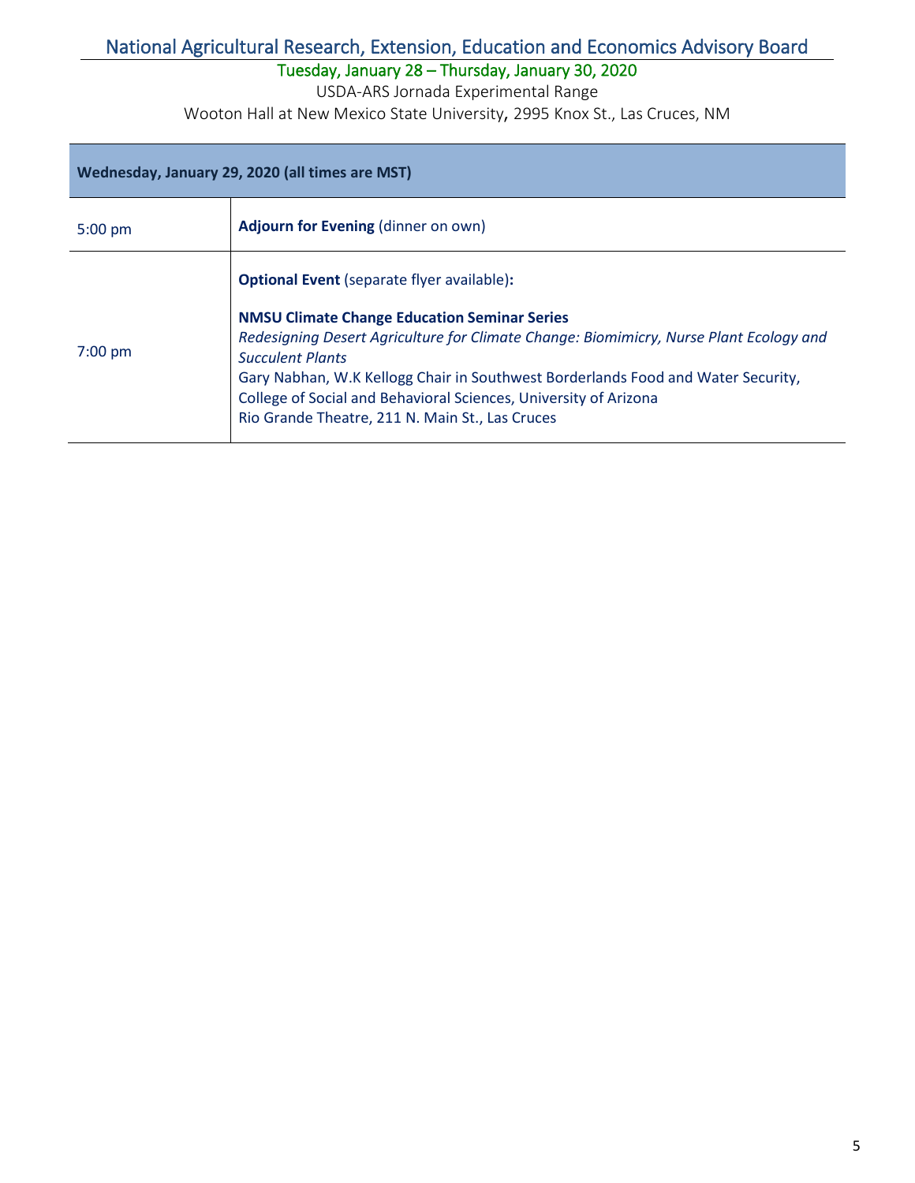# National Agricultural Research, Extension, Education and Economics Advisory Board

Tuesday, January 28 – Thursday, January 30, 2020

USDA-ARS Jornada Experimental Range

Wooton Hall at New Mexico State University, 2995 Knox St., Las Cruces, NM

| **Wednesday, January 29, 2020 (all times are MST)** | |
|---|---|
| 5:00 pm | **Adjourn for Evening** (dinner on own) |
| 7:00 pm | **Optional Event** (separate flyer available)**:**<br><br>**NMSU Climate Change Education Seminar Series**<br>*Redesigning Desert Agriculture for Climate Change: Biomimicry, Nurse Plant Ecology and Succulent Plants*<br>Gary Nabhan, W.K Kellogg Chair in Southwest Borderlands Food and Water Security, College of Social and Behavioral Sciences, University of Arizona<br>Rio Grande Theatre, 211 N. Main St., Las Cruces |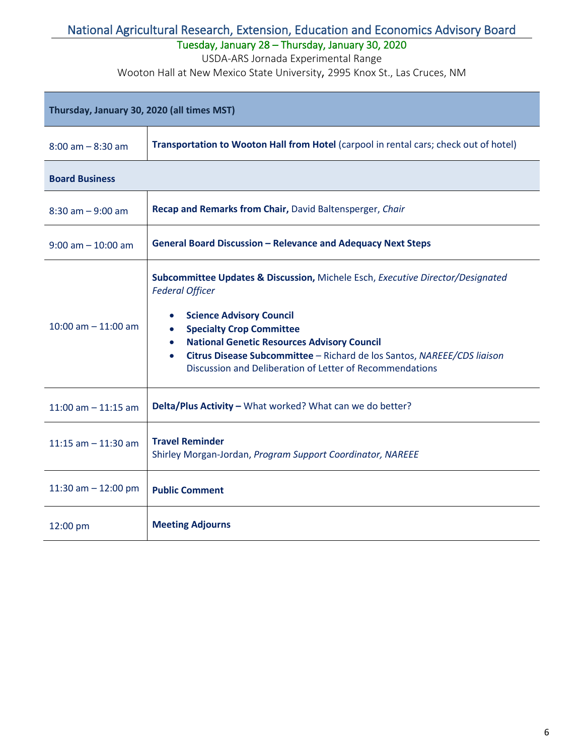# National Agricultural Research, Extension, Education and Economics Advisory Board

Tuesday, January 28 – Thursday, January 30, 2020

USDA-ARS Jornada Experimental Range

Wooton Hall at New Mexico State University, 2995 Knox St., Las Cruces, NM

| **Thursday, January 30, 2020 (all times MST)** | |
|---|---|
| 8:00 am – 8:30 am | **Transportation to Wooton Hall from Hotel** (carpool in rental cars; check out of hotel) |
| **Board Business** | |
| 8:30 am – 9:00 am | **Recap and Remarks from Chair,** David Baltensperger, *Chair* |
| 9:00 am – 10:00 am | **General Board Discussion – Relevance and Adequacy Next Steps** |
| 10:00 am – 11:00 am | **Subcommittee Updates & Discussion,** Michele Esch, *Executive Director/Designated Federal Officer*<br>• **Science Advisory Council**<br>• **Specialty Crop Committee**<br>• **National Genetic Resources Advisory Council**<br>• **Citrus Disease Subcommittee** – Richard de los Santos, *NAREEE/CDS liaison* Discussion and Deliberation of Letter of Recommendations |
| 11:00 am – 11:15 am | **Delta/Plus Activity –** What worked? What can we do better? |
| 11:15 am – 11:30 am | **Travel Reminder**<br>Shirley Morgan-Jordan, *Program Support Coordinator, NAREEE* |
| 11:30 am – 12:00 pm | **Public Comment** |
| 12:00 pm | **Meeting Adjourns** |